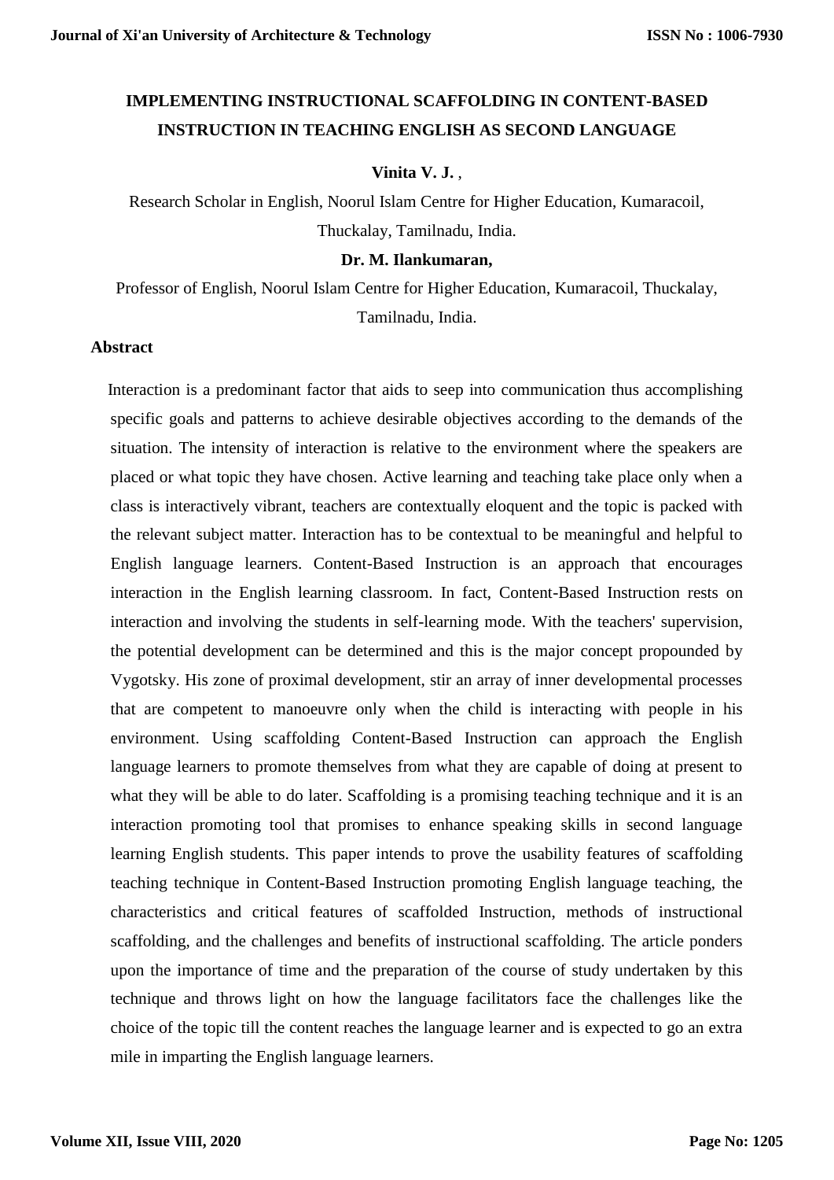# IMPLEMENTING INSTRUCTIONAL SCAFFOLDING IN CONTENT-BASED INSTRUCTION IN TEACHING ENGLISH AS SECOND LANGUAGE

**Vinita V. J.** ,

Research Scholar in English, Noorul Islam Centre for Higher Education, Kumaracoil, Thuckalay, Tamilnadu, India.

**Dr. M. Ilankumaran,**

Professor of English, Noorul Islam Centre for Higher Education, Kumaracoil, Thuckalay, Tamilnadu, India.

## Abstract

Interaction is a predominant factor that aids to seep into communication thus accomplishing specific goals and patterns to achieve desirable objectives according to the demands of the situation. The intensity of interaction is relative to the environment where the speakers are placed or what topic they have chosen. Active learning and teaching take place only when a class is interactively vibrant, teachers are contextually eloquent and the topic is packed with the relevant subject matter. Interaction has to be contextual to be meaningful and helpful to English language learners. Content-Based Instruction is an approach that encourages interaction in the English learning classroom. In fact, Content-Based Instruction rests on interaction and involving the students in self-learning mode. With the teachers' supervision, the potential development can be determined and this is the major concept propounded by Vygotsky. His zone of proximal development, stir an array of inner developmental processes that are competent to manoeuvre only when the child is interacting with people in his environment. Using scaffolding Content-Based Instruction can approach the English language learners to promote themselves from what they are capable of doing at present to what they will be able to do later. Scaffolding is a promising teaching technique and it is an interaction promoting tool that promises to enhance speaking skills in second language learning English students. This paper intends to prove the usability features of scaffolding teaching technique in Content-Based Instruction promoting English language teaching, the characteristics and critical features of scaffolded Instruction, methods of instructional scaffolding, and the challenges and benefits of instructional scaffolding. The article ponders upon the importance of time and the preparation of the course of study undertaken by this technique and throws light on how the language facilitators face the challenges like the choice of the topic till the content reaches the language learner and is expected to go an extra mile in imparting the English language learners.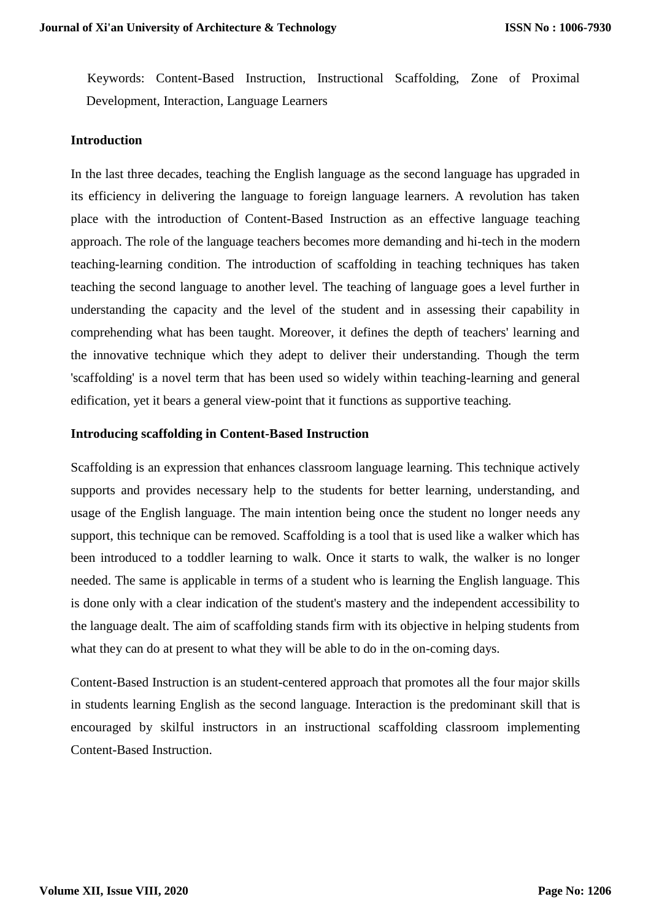Keywords: Content-Based Instruction, Instructional Scaffolding, Zone of Proximal Development, Interaction, Language Learners

## Introduction

In the last three decades, teaching the English language as the second language has upgraded in its efficiency in delivering the language to foreign language learners. A revolution has taken place with the introduction of Content-Based Instruction as an effective language teaching approach. The role of the language teachers becomes more demanding and hi-tech in the modern teaching-learning condition. The introduction of scaffolding in teaching techniques has taken teaching the second language to another level. The teaching of language goes a level further in understanding the capacity and the level of the student and in assessing their capability in comprehending what has been taught. Moreover, it defines the depth of teachers' learning and the innovative technique which they adept to deliver their understanding. Though the term 'scaffolding' is a novel term that has been used so widely within teaching-learning and general edification, yet it bears a general view-point that it functions as supportive teaching.

## Introducing scaffolding in Content-Based Instruction

Scaffolding is an expression that enhances classroom language learning. This technique actively supports and provides necessary help to the students for better learning, understanding, and usage of the English language. The main intention being once the student no longer needs any support, this technique can be removed. Scaffolding is a tool that is used like a walker which has been introduced to a toddler learning to walk. Once it starts to walk, the walker is no longer needed. The same is applicable in terms of a student who is learning the English language. This is done only with a clear indication of the student's mastery and the independent accessibility to the language dealt. The aim of scaffolding stands firm with its objective in helping students from what they can do at present to what they will be able to do in the on-coming days.

Content-Based Instruction is an student-centered approach that promotes all the four major skills in students learning English as the second language. Interaction is the predominant skill that is encouraged by skilful instructors in an instructional scaffolding classroom implementing Content-Based Instruction.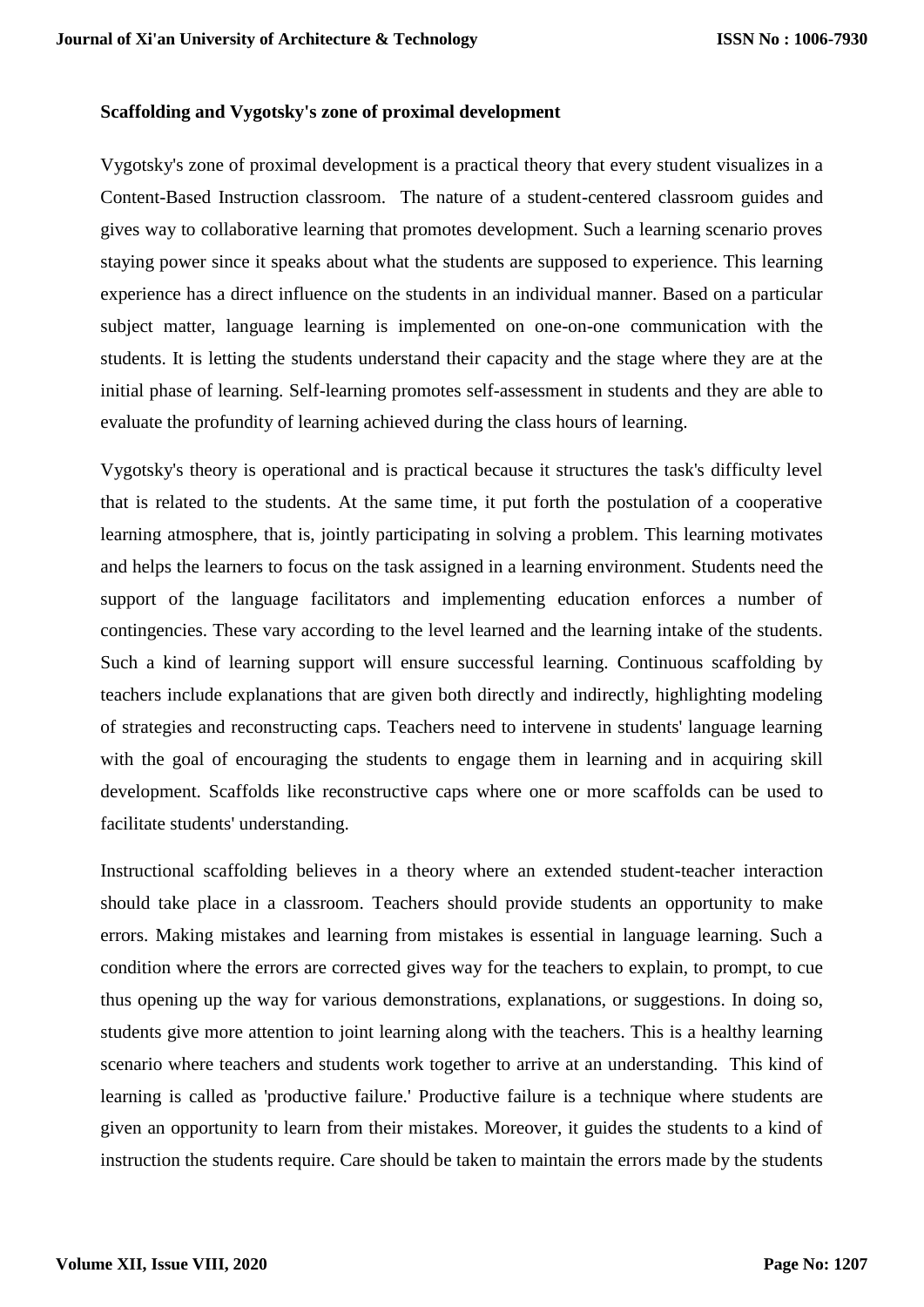**Scaffolding and Vygotsky's zone of proximal development**

Vygotsky's zone of proximal development is a practical theory that every student visualizes in a Content-Based Instruction classroom. The nature of a student-centered classroom guides and gives way to collaborative learning that promotes development. Such a learning scenario proves staying power since it speaks about what the students are supposed to experience. This learning experience has a direct influence on the students in an individual manner. Based on a particular subject matter, language learning is implemented on one-on-one communication with the students. It is letting the students understand their capacity and the stage where they are at the initial phase of learning. Self-learning promotes self-assessment in students and they are able to evaluate the profundity of learning achieved during the class hours of learning.

Vygotsky's theory is operational and is practical because it structures the task's difficulty level that is related to the students. At the same time, it put forth the postulation of a cooperative learning atmosphere, that is, jointly participating in solving a problem. This learning motivates and helps the learners to focus on the task assigned in a learning environment. Students need the support of the language facilitators and implementing education enforces a number of contingencies. These vary according to the level learned and the learning intake of the students. Such a kind of learning support will ensure successful learning. Continuous scaffolding by teachers include explanations that are given both directly and indirectly, highlighting modeling of strategies and reconstructing caps. Teachers need to intervene in students' language learning with the goal of encouraging the students to engage them in learning and in acquiring skill development. Scaffolds like reconstructive caps where one or more scaffolds can be used to facilitate students' understanding.

Instructional scaffolding believes in a theory where an extended student-teacher interaction should take place in a classroom. Teachers should provide students an opportunity to make errors. Making mistakes and learning from mistakes is essential in language learning. Such a condition where the errors are corrected gives way for the teachers to explain, to prompt, to cue thus opening up the way for various demonstrations, explanations, or suggestions. In doing so, students give more attention to joint learning along with the teachers. This is a healthy learning scenario where teachers and students work together to arrive at an understanding. This kind of learning is called as 'productive failure.' Productive failure is a technique where students are given an opportunity to learn from their mistakes. Moreover, it guides the students to a kind of instruction the students require. Care should be taken to maintain the errors made by the students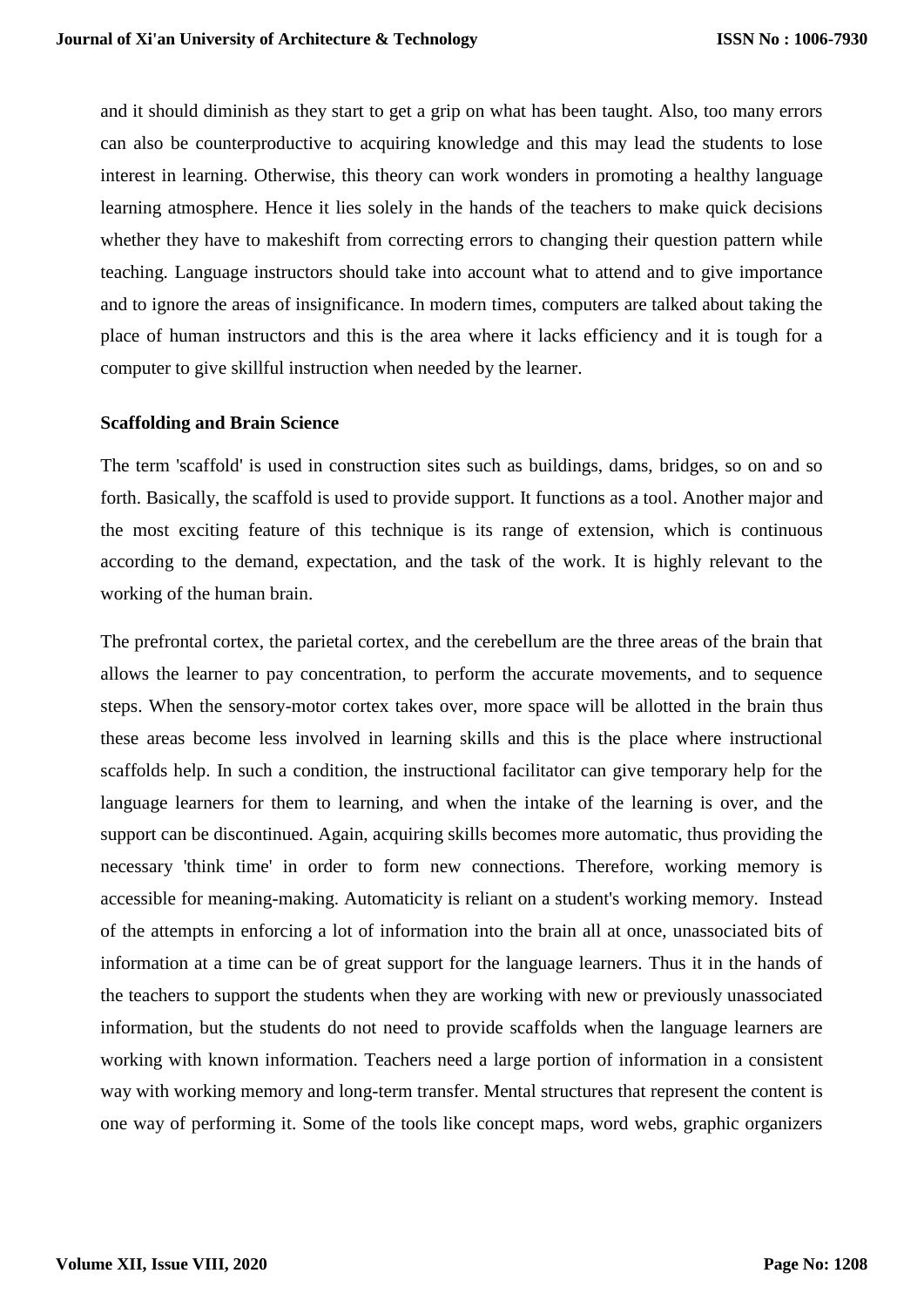and it should diminish as they start to get a grip on what has been taught. Also, too many errors can also be counterproductive to acquiring knowledge and this may lead the students to lose interest in learning. Otherwise, this theory can work wonders in promoting a healthy language learning atmosphere. Hence it lies solely in the hands of the teachers to make quick decisions whether they have to makeshift from correcting errors to changing their question pattern while teaching. Language instructors should take into account what to attend and to give importance and to ignore the areas of insignificance. In modern times, computers are talked about taking the place of human instructors and this is the area where it lacks efficiency and it is tough for a computer to give skillful instruction when needed by the learner.

### Scaffolding and Brain Science

The term 'scaffold' is used in construction sites such as buildings, dams, bridges, so on and so forth. Basically, the scaffold is used to provide support. It functions as a tool. Another major and the most exciting feature of this technique is its range of extension, which is continuous according to the demand, expectation, and the task of the work. It is highly relevant to the working of the human brain.

The prefrontal cortex, the parietal cortex, and the cerebellum are the three areas of the brain that allows the learner to pay concentration, to perform the accurate movements, and to sequence steps. When the sensory-motor cortex takes over, more space will be allotted in the brain thus these areas become less involved in learning skills and this is the place where instructional scaffolds help. In such a condition, the instructional facilitator can give temporary help for the language learners for them to learning, and when the intake of the learning is over, and the support can be discontinued. Again, acquiring skills becomes more automatic, thus providing the necessary 'think time' in order to form new connections. Therefore, working memory is accessible for meaning-making. Automaticity is reliant on a student's working memory. Instead of the attempts in enforcing a lot of information into the brain all at once, unassociated bits of information at a time can be of great support for the language learners. Thus it in the hands of the teachers to support the students when they are working with new or previously unassociated information, but the students do not need to provide scaffolds when the language learners are working with known information. Teachers need a large portion of information in a consistent way with working memory and long-term transfer. Mental structures that represent the content is one way of performing it. Some of the tools like concept maps, word webs, graphic organizers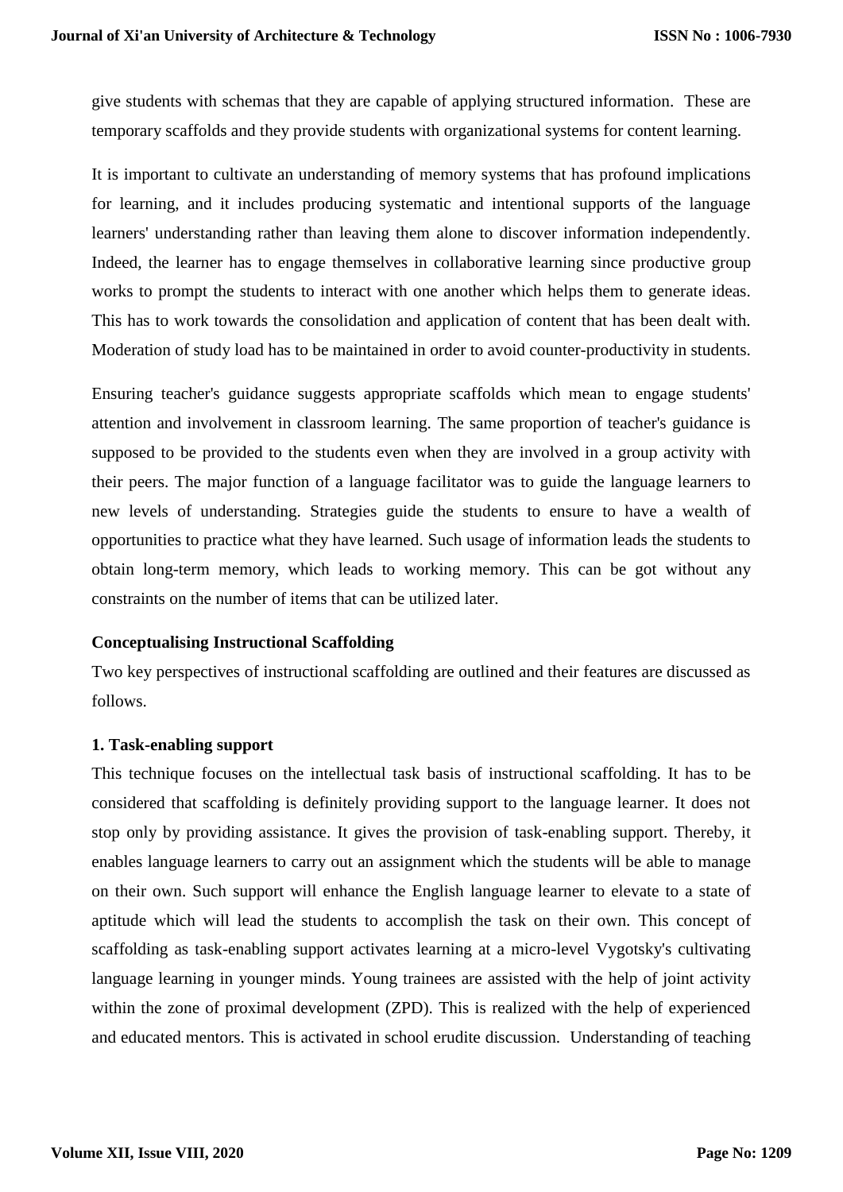give students with schemas that they are capable of applying structured information. These are temporary scaffolds and they provide students with organizational systems for content learning.

It is important to cultivate an understanding of memory systems that has profound implications for learning, and it includes producing systematic and intentional supports of the language learners' understanding rather than leaving them alone to discover information independently. Indeed, the learner has to engage themselves in collaborative learning since productive group works to prompt the students to interact with one another which helps them to generate ideas. This has to work towards the consolidation and application of content that has been dealt with. Moderation of study load has to be maintained in order to avoid counter-productivity in students.

Ensuring teacher's guidance suggests appropriate scaffolds which mean to engage students' attention and involvement in classroom learning. The same proportion of teacher's guidance is supposed to be provided to the students even when they are involved in a group activity with their peers. The major function of a language facilitator was to guide the language learners to new levels of understanding. Strategies guide the students to ensure to have a wealth of opportunities to practice what they have learned. Such usage of information leads the students to obtain long-term memory, which leads to working memory. This can be got without any constraints on the number of items that can be utilized later.

**Conceptualising Instructional Scaffolding**

Two key perspectives of instructional scaffolding are outlined and their features are discussed as follows.

**1. Task-enabling support**

This technique focuses on the intellectual task basis of instructional scaffolding. It has to be considered that scaffolding is definitely providing support to the language learner. It does not stop only by providing assistance. It gives the provision of task-enabling support. Thereby, it enables language learners to carry out an assignment which the students will be able to manage on their own. Such support will enhance the English language learner to elevate to a state of aptitude which will lead the students to accomplish the task on their own. This concept of scaffolding as task-enabling support activates learning at a micro-level Vygotsky's cultivating language learning in younger minds. Young trainees are assisted with the help of joint activity within the zone of proximal development (ZPD). This is realized with the help of experienced and educated mentors. This is activated in school erudite discussion. Understanding of teaching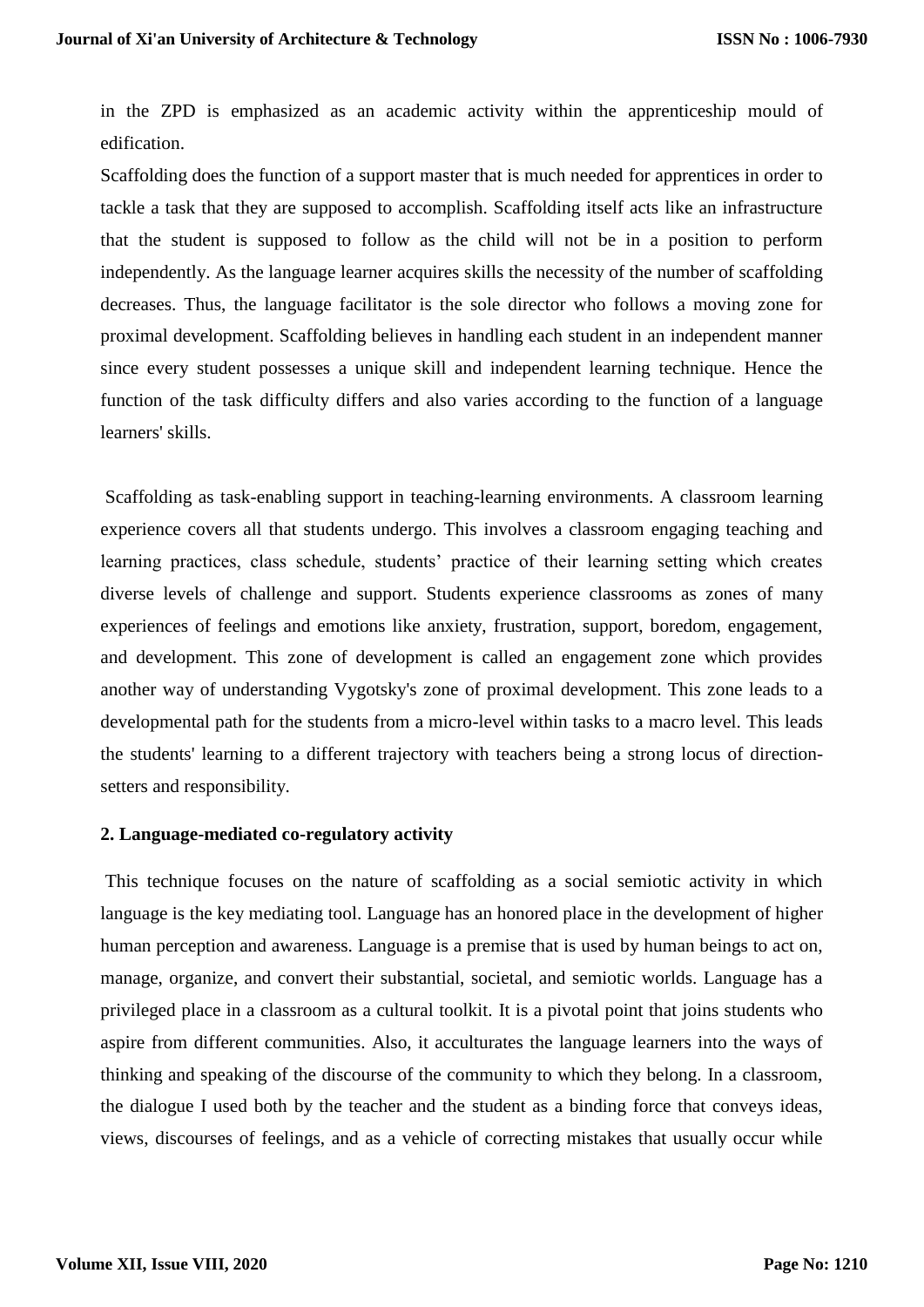in the ZPD is emphasized as an academic activity within the apprenticeship mould of edification.

Scaffolding does the function of a support master that is much needed for apprentices in order to tackle a task that they are supposed to accomplish. Scaffolding itself acts like an infrastructure that the student is supposed to follow as the child will not be in a position to perform independently. As the language learner acquires skills the necessity of the number of scaffolding decreases. Thus, the language facilitator is the sole director who follows a moving zone for proximal development. Scaffolding believes in handling each student in an independent manner since every student possesses a unique skill and independent learning technique. Hence the function of the task difficulty differs and also varies according to the function of a language learners' skills.

Scaffolding as task-enabling support in teaching-learning environments. A classroom learning experience covers all that students undergo. This involves a classroom engaging teaching and learning practices, class schedule, students' practice of their learning setting which creates diverse levels of challenge and support. Students experience classrooms as zones of many experiences of feelings and emotions like anxiety, frustration, support, boredom, engagement, and development. This zone of development is called an engagement zone which provides another way of understanding Vygotsky's zone of proximal development. This zone leads to a developmental path for the students from a micro-level within tasks to a macro level. This leads the students' learning to a different trajectory with teachers being a strong locus of direction-setters and responsibility.

**2. Language-mediated co-regulatory activity**

This technique focuses on the nature of scaffolding as a social semiotic activity in which language is the key mediating tool. Language has an honored place in the development of higher human perception and awareness. Language is a premise that is used by human beings to act on, manage, organize, and convert their substantial, societal, and semiotic worlds. Language has a privileged place in a classroom as a cultural toolkit. It is a pivotal point that joins students who aspire from different communities. Also, it acculturates the language learners into the ways of thinking and speaking of the discourse of the community to which they belong. In a classroom, the dialogue I used both by the teacher and the student as a binding force that conveys ideas, views, discourses of feelings, and as a vehicle of correcting mistakes that usually occur while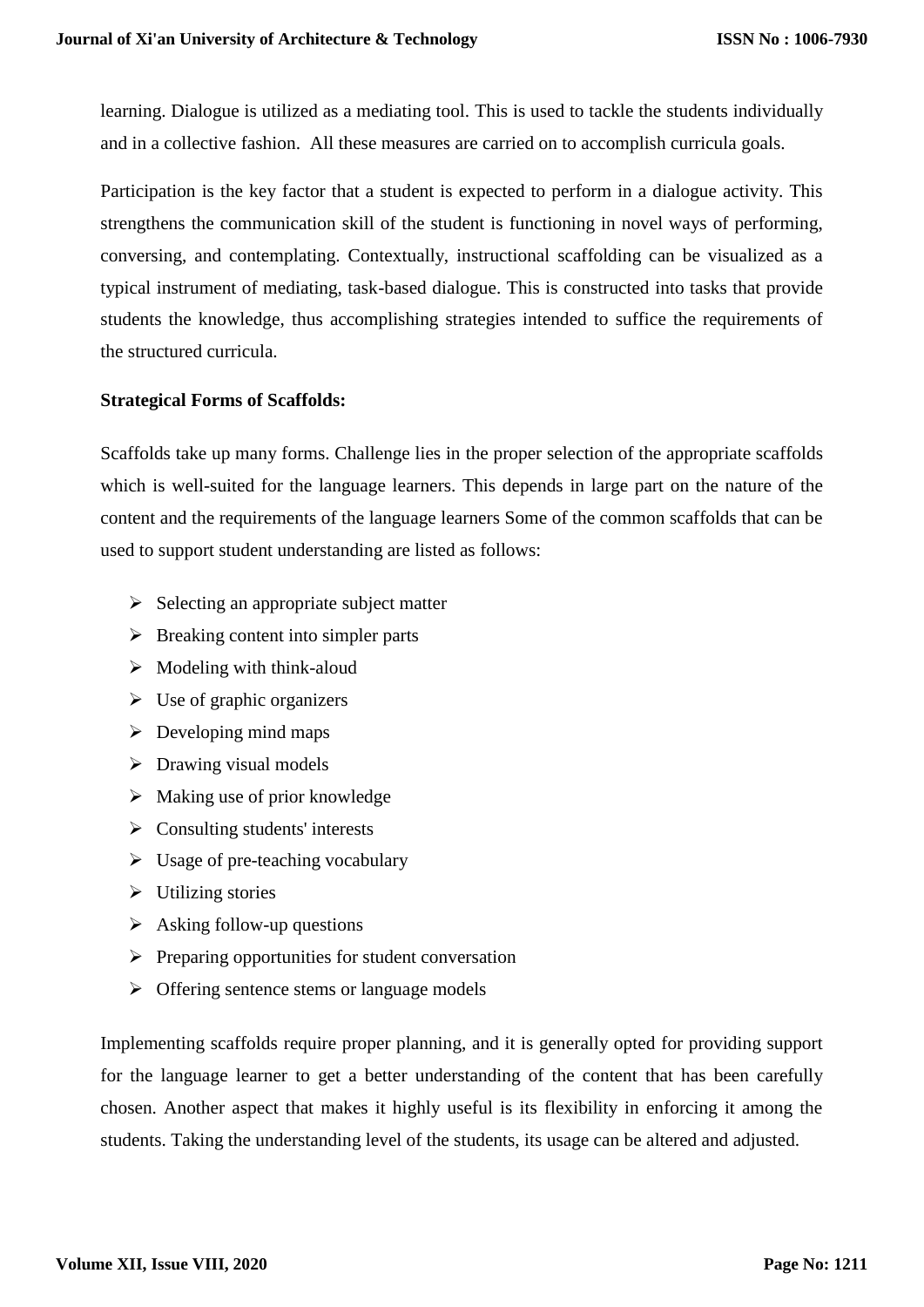learning. Dialogue is utilized as a mediating tool. This is used to tackle the students individually and in a collective fashion. All these measures are carried on to accomplish curricula goals.

Participation is the key factor that a student is expected to perform in a dialogue activity. This strengthens the communication skill of the student is functioning in novel ways of performing, conversing, and contemplating. Contextually, instructional scaffolding can be visualized as a typical instrument of mediating, task-based dialogue. This is constructed into tasks that provide students the knowledge, thus accomplishing strategies intended to suffice the requirements of the structured curricula.

**Strategical Forms of Scaffolds:**

Scaffolds take up many forms. Challenge lies in the proper selection of the appropriate scaffolds which is well-suited for the language learners. This depends in large part on the nature of the content and the requirements of the language learners Some of the common scaffolds that can be used to support student understanding are listed as follows:

- Selecting an appropriate subject matter
- Breaking content into simpler parts
- Modeling with think-aloud
- Use of graphic organizers
- Developing mind maps
- Drawing visual models
- Making use of prior knowledge
- Consulting students' interests
- Usage of pre-teaching vocabulary
- Utilizing stories
- Asking follow-up questions
- Preparing opportunities for student conversation
- Offering sentence stems or language models

Implementing scaffolds require proper planning, and it is generally opted for providing support for the language learner to get a better understanding of the content that has been carefully chosen. Another aspect that makes it highly useful is its flexibility in enforcing it among the students. Taking the understanding level of the students, its usage can be altered and adjusted.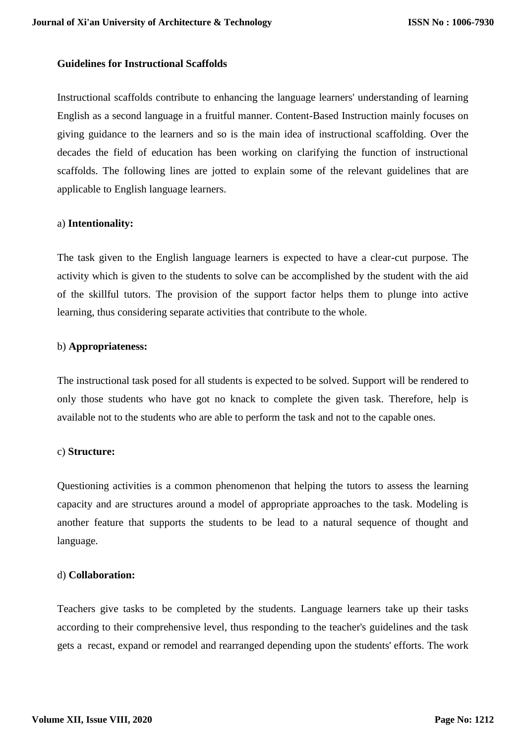**Guidelines for Instructional Scaffolds**

Instructional scaffolds contribute to enhancing the language learners' understanding of learning English as a second language in a fruitful manner. Content-Based Instruction mainly focuses on giving guidance to the learners and so is the main idea of instructional scaffolding. Over the decades the field of education has been working on clarifying the function of instructional scaffolds. The following lines are jotted to explain some of the relevant guidelines that are applicable to English language learners.

a) **Intentionality:**

The task given to the English language learners is expected to have a clear-cut purpose. The activity which is given to the students to solve can be accomplished by the student with the aid of the skillful tutors. The provision of the support factor helps them to plunge into active learning, thus considering separate activities that contribute to the whole.

b) **Appropriateness:**

The instructional task posed for all students is expected to be solved. Support will be rendered to only those students who have got no knack to complete the given task. Therefore, help is available not to the students who are able to perform the task and not to the capable ones.

c) **Structure:**

Questioning activities is a common phenomenon that helping the tutors to assess the learning capacity and are structures around a model of appropriate approaches to the task. Modeling is another feature that supports the students to be lead to a natural sequence of thought and language.

d) **Collaboration:**

Teachers give tasks to be completed by the students. Language learners take up their tasks according to their comprehensive level, thus responding to the teacher's guidelines and the task gets a recast, expand or remodel and rearranged depending upon the students' efforts. The work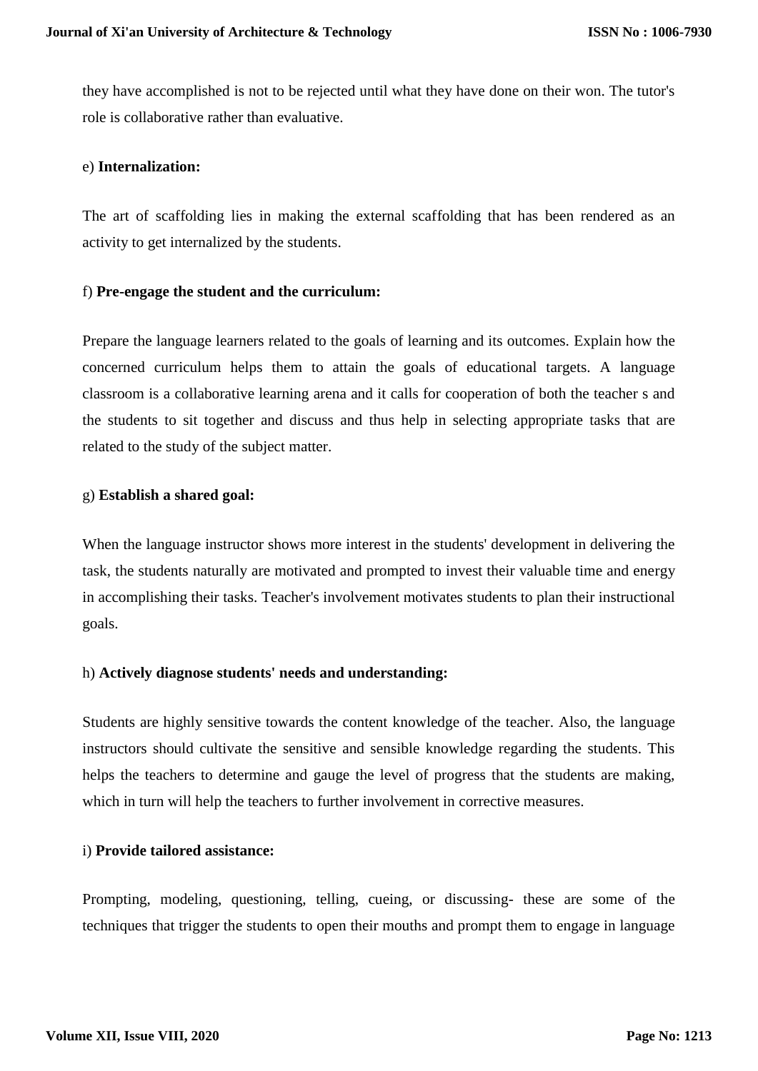they have accomplished is not to be rejected until what they have done on their won. The tutor's role is collaborative rather than evaluative.

e) **Internalization:**

The art of scaffolding lies in making the external scaffolding that has been rendered as an activity to get internalized by the students.

f) **Pre-engage the student and the curriculum:**

Prepare the language learners related to the goals of learning and its outcomes. Explain how the concerned curriculum helps them to attain the goals of educational targets. A language classroom is a collaborative learning arena and it calls for cooperation of both the teacher s and the students to sit together and discuss and thus help in selecting appropriate tasks that are related to the study of the subject matter.

g) **Establish a shared goal:**

When the language instructor shows more interest in the students' development in delivering the task, the students naturally are motivated and prompted to invest their valuable time and energy in accomplishing their tasks. Teacher's involvement motivates students to plan their instructional goals.

h) **Actively diagnose students' needs and understanding:**

Students are highly sensitive towards the content knowledge of the teacher. Also, the language instructors should cultivate the sensitive and sensible knowledge regarding the students. This helps the teachers to determine and gauge the level of progress that the students are making, which in turn will help the teachers to further involvement in corrective measures.

i) **Provide tailored assistance:**

Prompting, modeling, questioning, telling, cueing, or discussing- these are some of the techniques that trigger the students to open their mouths and prompt them to engage in language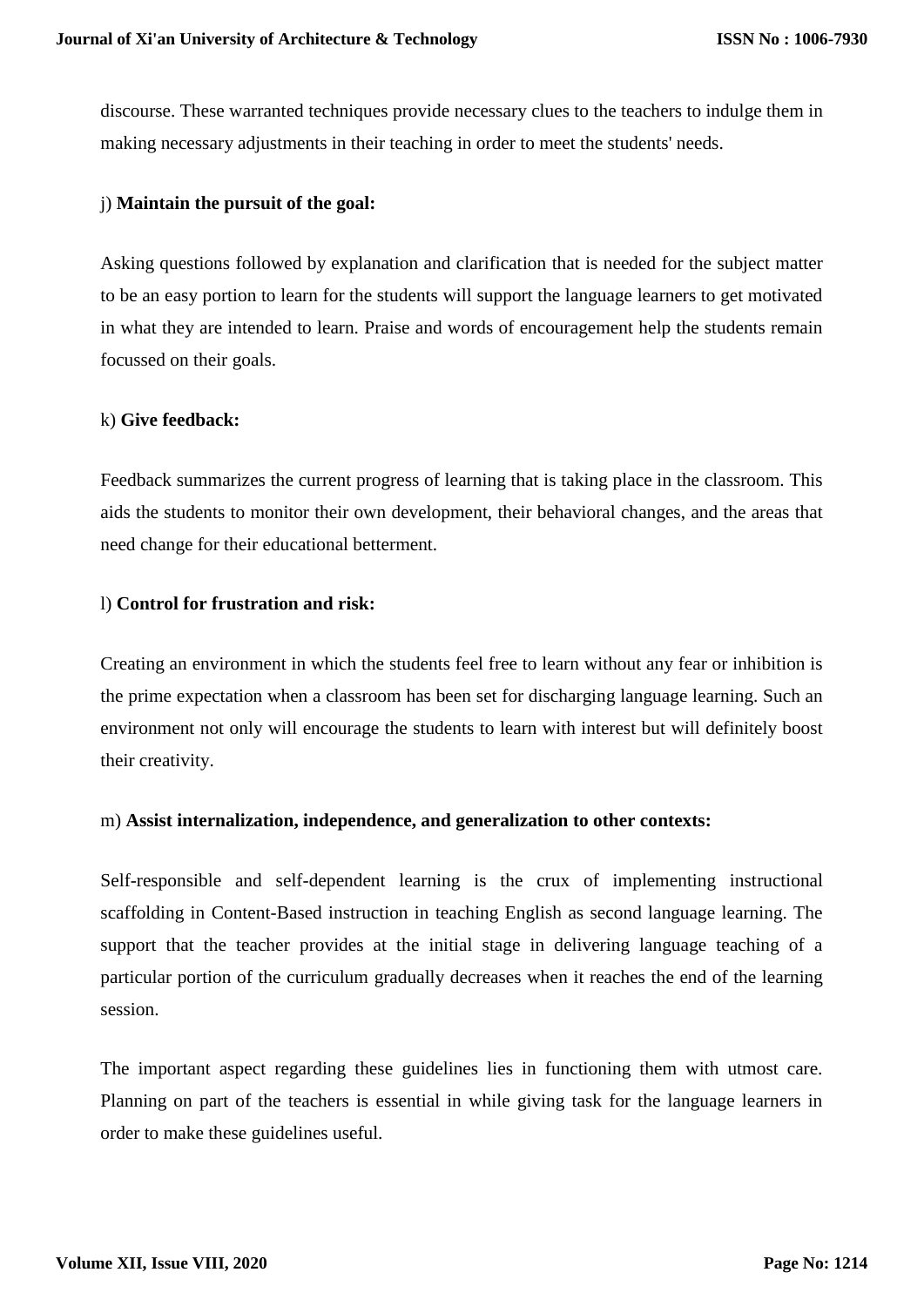discourse. These warranted techniques provide necessary clues to the teachers to indulge them in making necessary adjustments in their teaching in order to meet the students' needs.

j) **Maintain the pursuit of the goal:**

Asking questions followed by explanation and clarification that is needed for the subject matter to be an easy portion to learn for the students will support the language learners to get motivated in what they are intended to learn. Praise and words of encouragement help the students remain focussed on their goals.

k) **Give feedback:**

Feedback summarizes the current progress of learning that is taking place in the classroom. This aids the students to monitor their own development, their behavioral changes, and the areas that need change for their educational betterment.

l) **Control for frustration and risk:**

Creating an environment in which the students feel free to learn without any fear or inhibition is the prime expectation when a classroom has been set for discharging language learning. Such an environment not only will encourage the students to learn with interest but will definitely boost their creativity.

m) **Assist internalization, independence, and generalization to other contexts:**

Self-responsible and self-dependent learning is the crux of implementing instructional scaffolding in Content-Based instruction in teaching English as second language learning. The support that the teacher provides at the initial stage in delivering language teaching of a particular portion of the curriculum gradually decreases when it reaches the end of the learning session.

The important aspect regarding these guidelines lies in functioning them with utmost care. Planning on part of the teachers is essential in while giving task for the language learners in order to make these guidelines useful.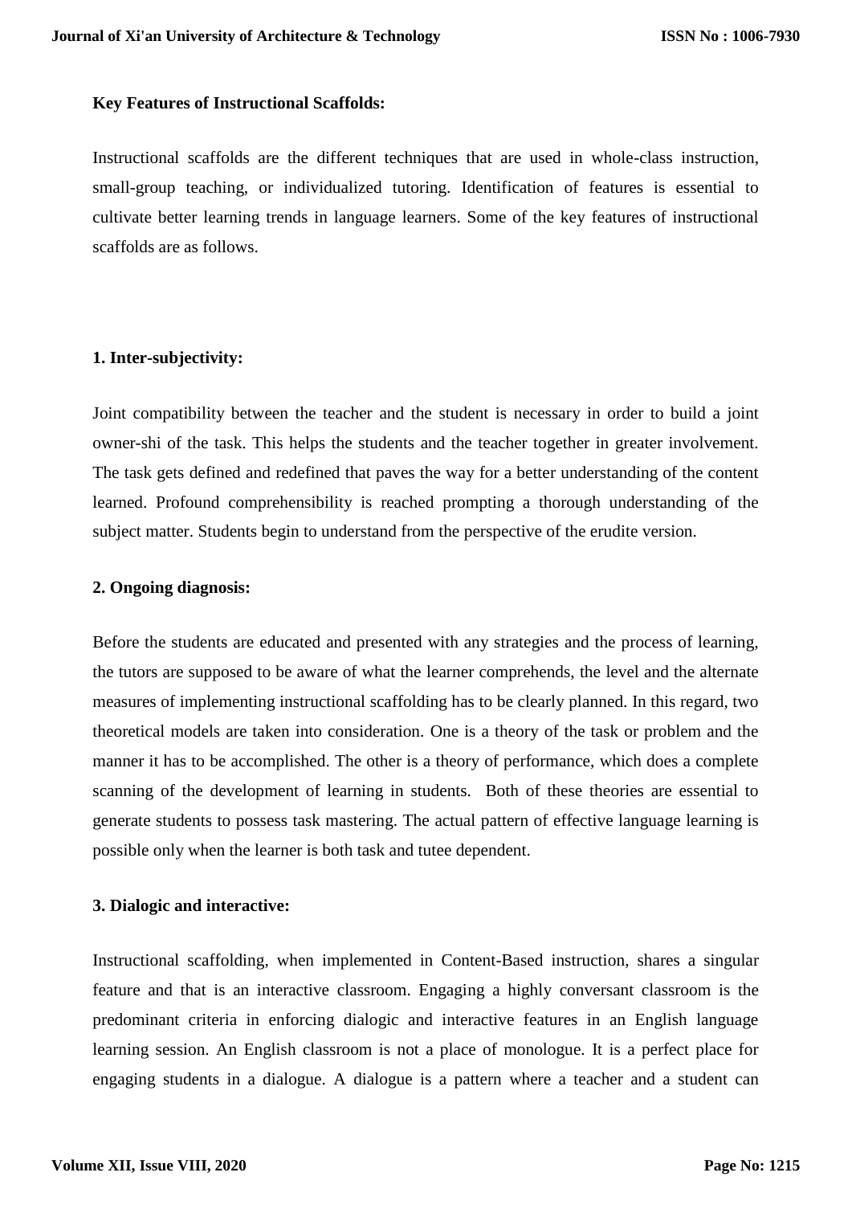**Key Features of Instructional Scaffolds:**

Instructional scaffolds are the different techniques that are used in whole-class instruction, small-group teaching, or individualized tutoring. Identification of features is essential to cultivate better learning trends in language learners. Some of the key features of instructional scaffolds are as follows.

**1. Inter-subjectivity:**

Joint compatibility between the teacher and the student is necessary in order to build a joint owner-shi of the task. This helps the students and the teacher together in greater involvement. The task gets defined and redefined that paves the way for a better understanding of the content learned. Profound comprehensibility is reached prompting a thorough understanding of the subject matter. Students begin to understand from the perspective of the erudite version.

**2. Ongoing diagnosis:**

Before the students are educated and presented with any strategies and the process of learning, the tutors are supposed to be aware of what the learner comprehends, the level and the alternate measures of implementing instructional scaffolding has to be clearly planned. In this regard, two theoretical models are taken into consideration. One is a theory of the task or problem and the manner it has to be accomplished. The other is a theory of performance, which does a complete scanning of the development of learning in students. Both of these theories are essential to generate students to possess task mastering. The actual pattern of effective language learning is possible only when the learner is both task and tutee dependent.

**3. Dialogic and interactive:**

Instructional scaffolding, when implemented in Content-Based instruction, shares a singular feature and that is an interactive classroom. Engaging a highly conversant classroom is the predominant criteria in enforcing dialogic and interactive features in an English language learning session. An English classroom is not a place of monologue. It is a perfect place for engaging students in a dialogue. A dialogue is a pattern where a teacher and a student can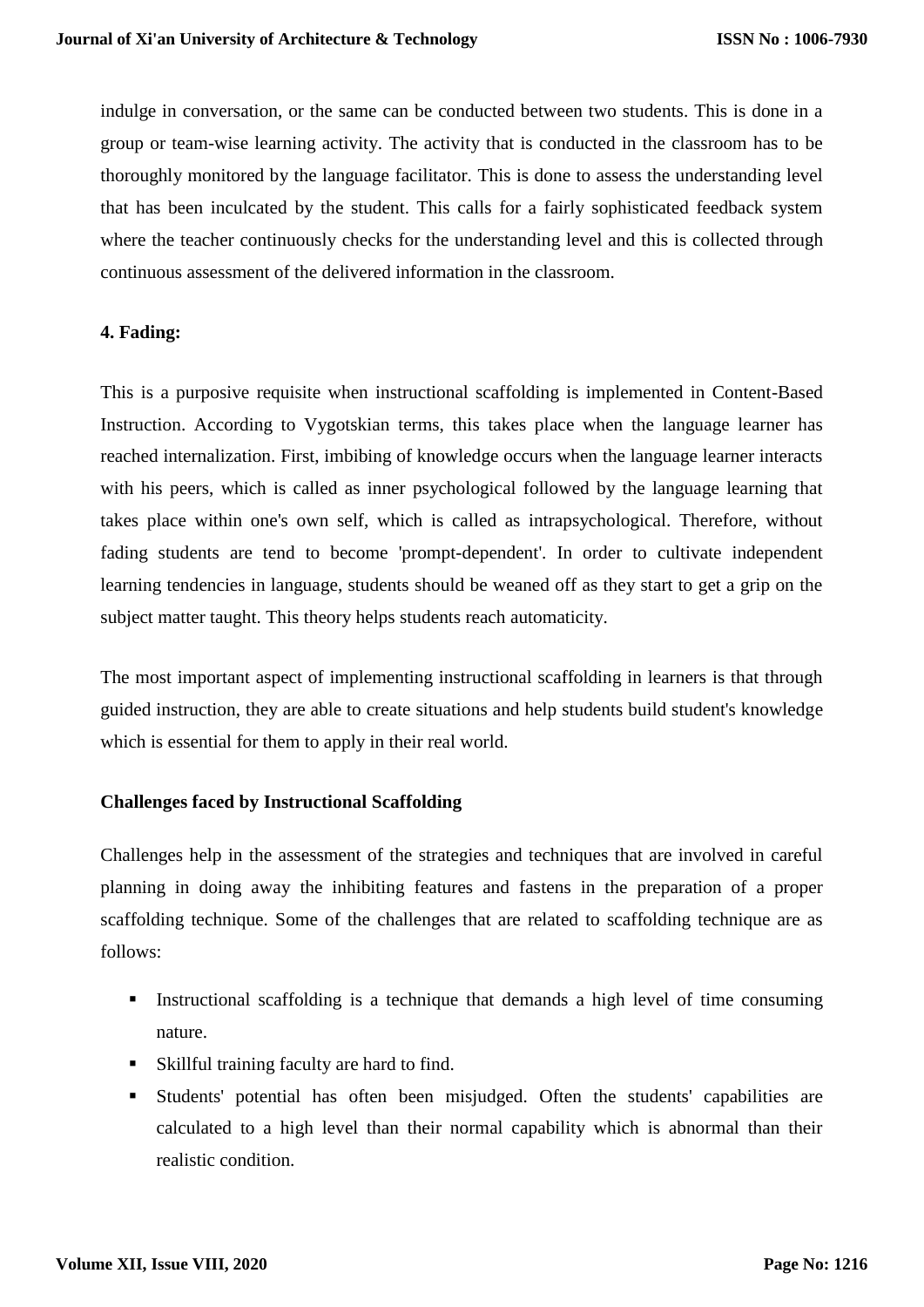indulge in conversation, or the same can be conducted between two students. This is done in a group or team-wise learning activity. The activity that is conducted in the classroom has to be thoroughly monitored by the language facilitator. This is done to assess the understanding level that has been inculcated by the student. This calls for a fairly sophisticated feedback system where the teacher continuously checks for the understanding level and this is collected through continuous assessment of the delivered information in the classroom.

**4. Fading:**

This is a purposive requisite when instructional scaffolding is implemented in Content-Based Instruction. According to Vygotskian terms, this takes place when the language learner has reached internalization. First, imbibing of knowledge occurs when the language learner interacts with his peers, which is called as inner psychological followed by the language learning that takes place within one's own self, which is called as intrapsychological. Therefore, without fading students are tend to become 'prompt-dependent'. In order to cultivate independent learning tendencies in language, students should be weaned off as they start to get a grip on the subject matter taught. This theory helps students reach automaticity.

The most important aspect of implementing instructional scaffolding in learners is that through guided instruction, they are able to create situations and help students build student's knowledge which is essential for them to apply in their real world.

**Challenges faced by Instructional Scaffolding**

Challenges help in the assessment of the strategies and techniques that are involved in careful planning in doing away the inhibiting features and fastens in the preparation of a proper scaffolding technique. Some of the challenges that are related to scaffolding technique are as follows:

- Instructional scaffolding is a technique that demands a high level of time consuming nature.
- Skillful training faculty are hard to find.
- Students' potential has often been misjudged. Often the students' capabilities are calculated to a high level than their normal capability which is abnormal than their realistic condition.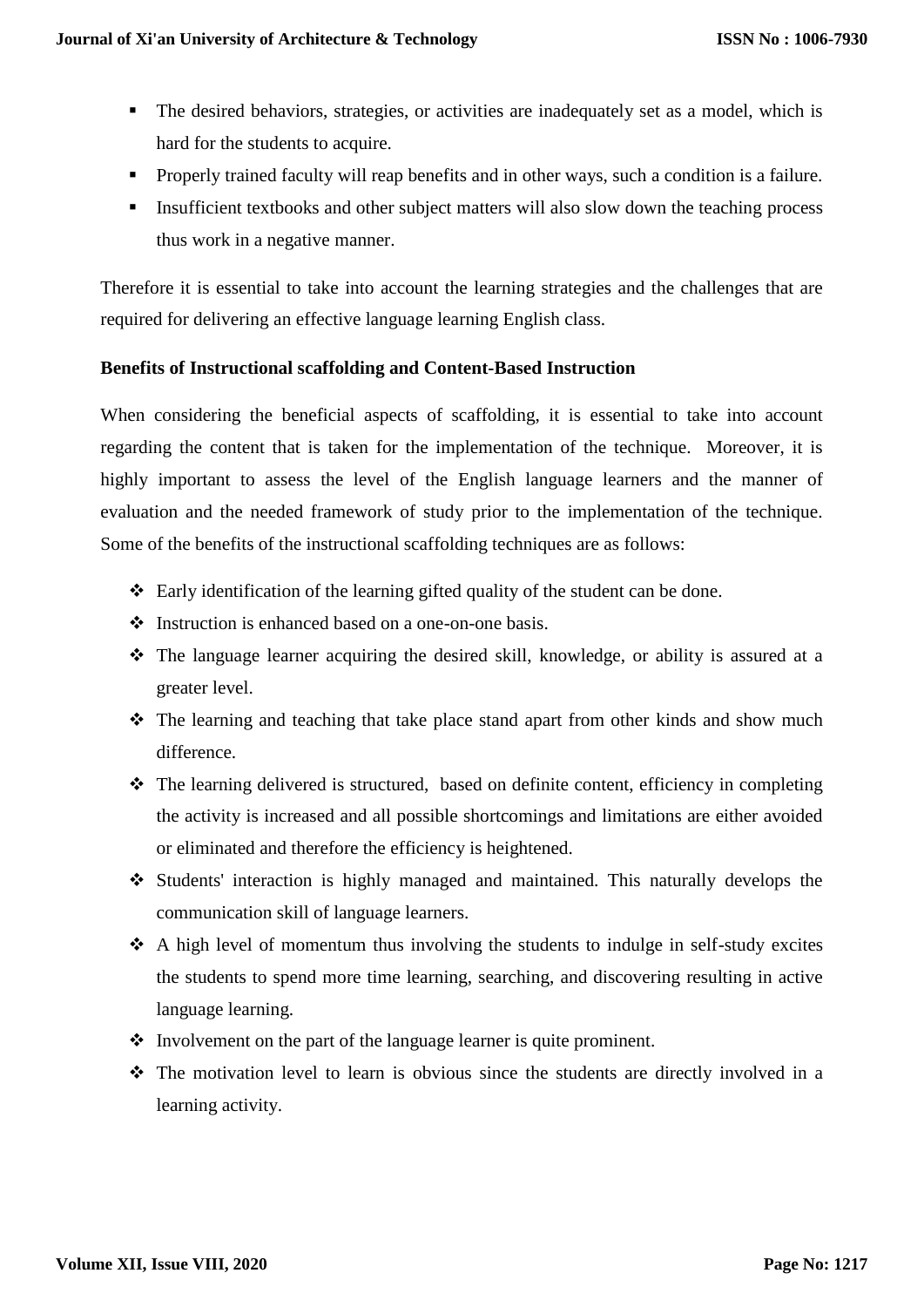- The desired behaviors, strategies, or activities are inadequately set as a model, which is hard for the students to acquire.
- Properly trained faculty will reap benefits and in other ways, such a condition is a failure.
- Insufficient textbooks and other subject matters will also slow down the teaching process thus work in a negative manner.

Therefore it is essential to take into account the learning strategies and the challenges that are required for delivering an effective language learning English class.

**Benefits of Instructional scaffolding and Content-Based Instruction**

When considering the beneficial aspects of scaffolding, it is essential to take into account regarding the content that is taken for the implementation of the technique. Moreover, it is highly important to assess the level of the English language learners and the manner of evaluation and the needed framework of study prior to the implementation of the technique. Some of the benefits of the instructional scaffolding techniques are as follows:

- Early identification of the learning gifted quality of the student can be done.
- Instruction is enhanced based on a one-on-one basis.
- The language learner acquiring the desired skill, knowledge, or ability is assured at a greater level.
- The learning and teaching that take place stand apart from other kinds and show much difference.
- The learning delivered is structured, based on definite content, efficiency in completing the activity is increased and all possible shortcomings and limitations are either avoided or eliminated and therefore the efficiency is heightened.
- Students' interaction is highly managed and maintained. This naturally develops the communication skill of language learners.
- A high level of momentum thus involving the students to indulge in self-study excites the students to spend more time learning, searching, and discovering resulting in active language learning.
- Involvement on the part of the language learner is quite prominent.
- The motivation level to learn is obvious since the students are directly involved in a learning activity.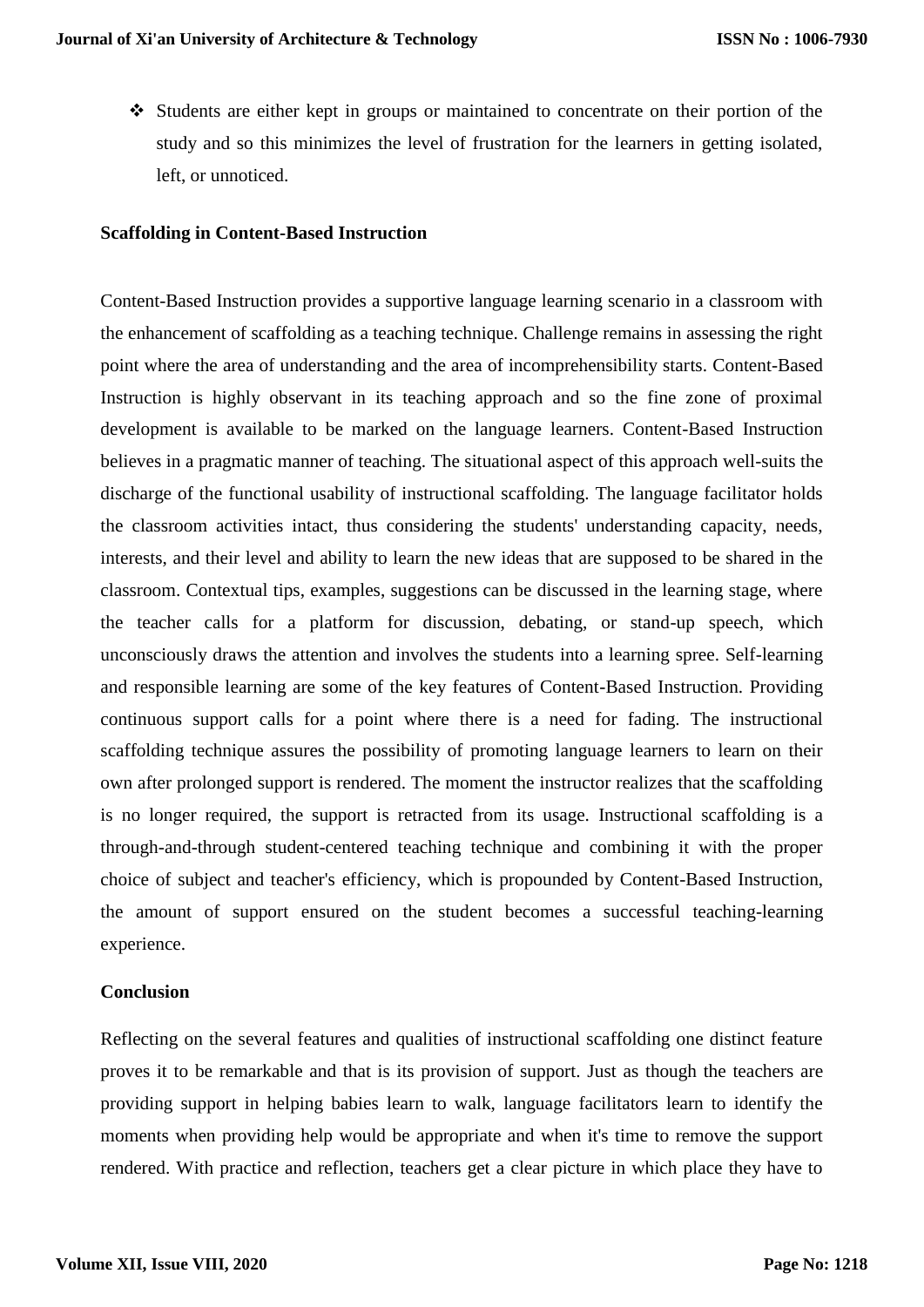- Students are either kept in groups or maintained to concentrate on their portion of the study and so this minimizes the level of frustration for the learners in getting isolated, left, or unnoticed.

**Scaffolding in Content-Based Instruction**

Content-Based Instruction provides a supportive language learning scenario in a classroom with the enhancement of scaffolding as a teaching technique. Challenge remains in assessing the right point where the area of understanding and the area of incomprehensibility starts. Content-Based Instruction is highly observant in its teaching approach and so the fine zone of proximal development is available to be marked on the language learners. Content-Based Instruction believes in a pragmatic manner of teaching. The situational aspect of this approach well-suits the discharge of the functional usability of instructional scaffolding. The language facilitator holds the classroom activities intact, thus considering the students' understanding capacity, needs, interests, and their level and ability to learn the new ideas that are supposed to be shared in the classroom. Contextual tips, examples, suggestions can be discussed in the learning stage, where the teacher calls for a platform for discussion, debating, or stand-up speech, which unconsciously draws the attention and involves the students into a learning spree. Self-learning and responsible learning are some of the key features of Content-Based Instruction. Providing continuous support calls for a point where there is a need for fading. The instructional scaffolding technique assures the possibility of promoting language learners to learn on their own after prolonged support is rendered. The moment the instructor realizes that the scaffolding is no longer required, the support is retracted from its usage. Instructional scaffolding is a through-and-through student-centered teaching technique and combining it with the proper choice of subject and teacher's efficiency, which is propounded by Content-Based Instruction, the amount of support ensured on the student becomes a successful teaching-learning experience.

**Conclusion**

Reflecting on the several features and qualities of instructional scaffolding one distinct feature proves it to be remarkable and that is its provision of support. Just as though the teachers are providing support in helping babies learn to walk, language facilitators learn to identify the moments when providing help would be appropriate and when it's time to remove the support rendered. With practice and reflection, teachers get a clear picture in which place they have to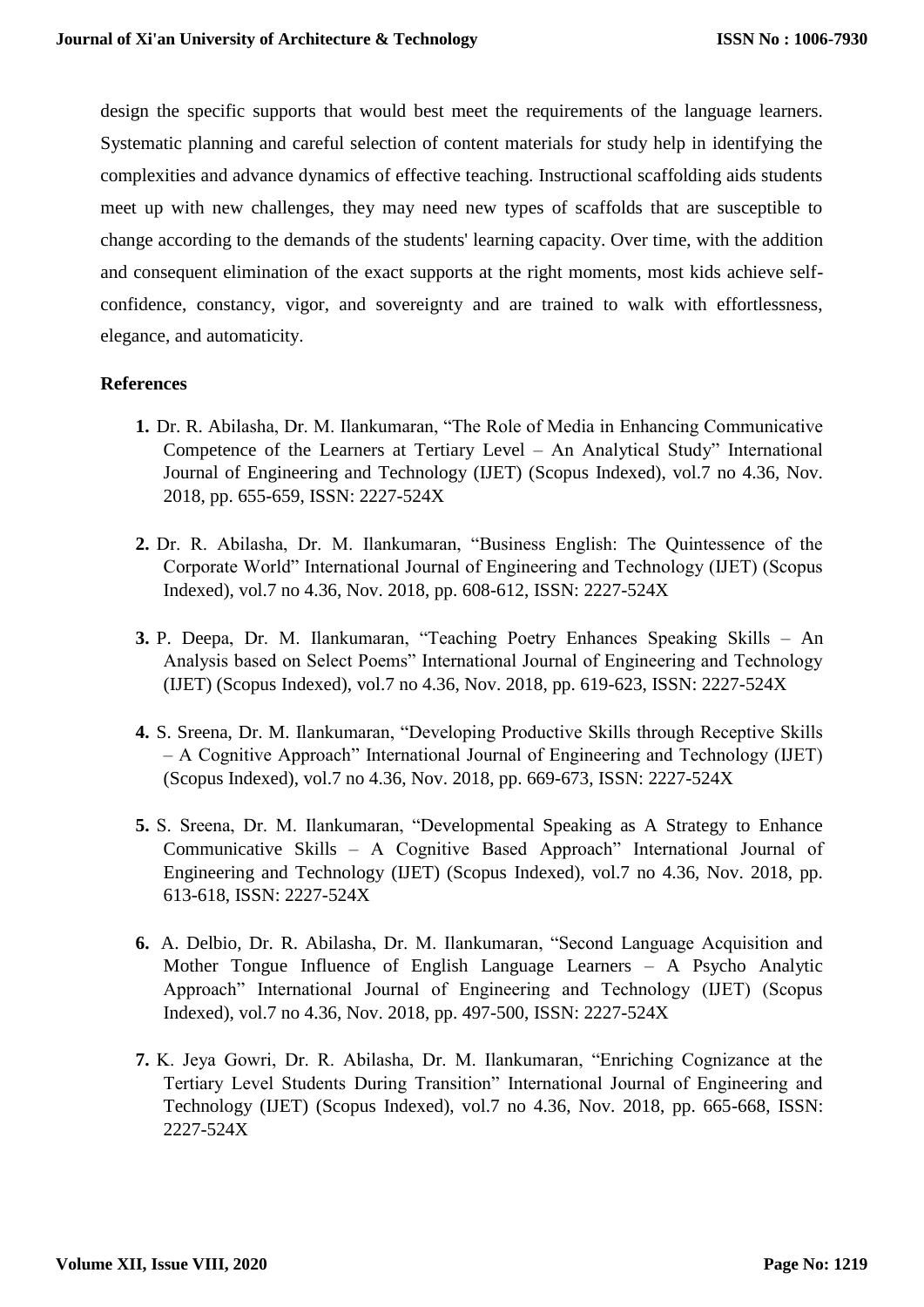design the specific supports that would best meet the requirements of the language learners. Systematic planning and careful selection of content materials for study help in identifying the complexities and advance dynamics of effective teaching. Instructional scaffolding aids students meet up with new challenges, they may need new types of scaffolds that are susceptible to change according to the demands of the students' learning capacity. Over time, with the addition and consequent elimination of the exact supports at the right moments, most kids achieve self-confidence, constancy, vigor, and sovereignty and are trained to walk with effortlessness, elegance, and automaticity.

**References**

1. Dr. R. Abilasha, Dr. M. Ilankumaran, "The Role of Media in Enhancing Communicative Competence of the Learners at Tertiary Level – An Analytical Study" International Journal of Engineering and Technology (IJET) (Scopus Indexed), vol.7 no 4.36, Nov. 2018, pp. 655-659, ISSN: 2227-524X

2. Dr. R. Abilasha, Dr. M. Ilankumaran, "Business English: The Quintessence of the Corporate World" International Journal of Engineering and Technology (IJET) (Scopus Indexed), vol.7 no 4.36, Nov. 2018, pp. 608-612, ISSN: 2227-524X

3. P. Deepa, Dr. M. Ilankumaran, "Teaching Poetry Enhances Speaking Skills – An Analysis based on Select Poems" International Journal of Engineering and Technology (IJET) (Scopus Indexed), vol.7 no 4.36, Nov. 2018, pp. 619-623, ISSN: 2227-524X

4. S. Sreena, Dr. M. Ilankumaran, "Developing Productive Skills through Receptive Skills – A Cognitive Approach" International Journal of Engineering and Technology (IJET) (Scopus Indexed), vol.7 no 4.36, Nov. 2018, pp. 669-673, ISSN: 2227-524X

5. S. Sreena, Dr. M. Ilankumaran, "Developmental Speaking as A Strategy to Enhance Communicative Skills – A Cognitive Based Approach" International Journal of Engineering and Technology (IJET) (Scopus Indexed), vol.7 no 4.36, Nov. 2018, pp. 613-618, ISSN: 2227-524X

6. A. Delbio, Dr. R. Abilasha, Dr. M. Ilankumaran, "Second Language Acquisition and Mother Tongue Influence of English Language Learners – A Psycho Analytic Approach" International Journal of Engineering and Technology (IJET) (Scopus Indexed), vol.7 no 4.36, Nov. 2018, pp. 497-500, ISSN: 2227-524X

7. K. Jeya Gowri, Dr. R. Abilasha, Dr. M. Ilankumaran, "Enriching Cognizance at the Tertiary Level Students During Transition" International Journal of Engineering and Technology (IJET) (Scopus Indexed), vol.7 no 4.36, Nov. 2018, pp. 665-668, ISSN: 2227-524X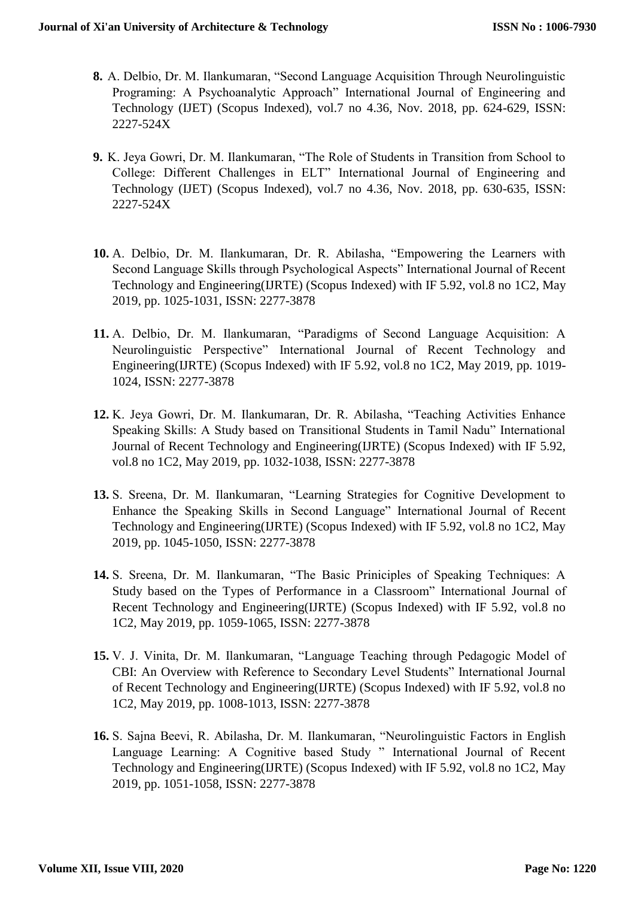8. A. Delbio, Dr. M. Ilankumaran, "Second Language Acquisition Through Neurolinguistic Programing: A Psychoanalytic Approach" International Journal of Engineering and Technology (IJET) (Scopus Indexed), vol.7 no 4.36, Nov. 2018, pp. 624-629, ISSN: 2227-524X

9. K. Jeya Gowri, Dr. M. Ilankumaran, "The Role of Students in Transition from School to College: Different Challenges in ELT" International Journal of Engineering and Technology (IJET) (Scopus Indexed), vol.7 no 4.36, Nov. 2018, pp. 630-635, ISSN: 2227-524X

10. A. Delbio, Dr. M. Ilankumaran, Dr. R. Abilasha, "Empowering the Learners with Second Language Skills through Psychological Aspects" International Journal of Recent Technology and Engineering(IJRTE) (Scopus Indexed) with IF 5.92, vol.8 no 1C2, May 2019, pp. 1025-1031, ISSN: 2277-3878

11. A. Delbio, Dr. M. Ilankumaran, "Paradigms of Second Language Acquisition: A Neurolinguistic Perspective" International Journal of Recent Technology and Engineering(IJRTE) (Scopus Indexed) with IF 5.92, vol.8 no 1C2, May 2019, pp. 1019-1024, ISSN: 2277-3878

12. K. Jeya Gowri, Dr. M. Ilankumaran, Dr. R. Abilasha, "Teaching Activities Enhance Speaking Skills: A Study based on Transitional Students in Tamil Nadu" International Journal of Recent Technology and Engineering(IJRTE) (Scopus Indexed) with IF 5.92, vol.8 no 1C2, May 2019, pp. 1032-1038, ISSN: 2277-3878

13. S. Sreena, Dr. M. Ilankumaran, "Learning Strategies for Cognitive Development to Enhance the Speaking Skills in Second Language" International Journal of Recent Technology and Engineering(IJRTE) (Scopus Indexed) with IF 5.92, vol.8 no 1C2, May 2019, pp. 1045-1050, ISSN: 2277-3878

14. S. Sreena, Dr. M. Ilankumaran, "The Basic Priniciples of Speaking Techniques: A Study based on the Types of Performance in a Classroom" International Journal of Recent Technology and Engineering(IJRTE) (Scopus Indexed) with IF 5.92, vol.8 no 1C2, May 2019, pp. 1059-1065, ISSN: 2277-3878

15. V. J. Vinita, Dr. M. Ilankumaran, "Language Teaching through Pedagogic Model of CBI: An Overview with Reference to Secondary Level Students" International Journal of Recent Technology and Engineering(IJRTE) (Scopus Indexed) with IF 5.92, vol.8 no 1C2, May 2019, pp. 1008-1013, ISSN: 2277-3878

16. S. Sajna Beevi, R. Abilasha, Dr. M. Ilankumaran, "Neurolinguistic Factors in English Language Learning: A Cognitive based Study " International Journal of Recent Technology and Engineering(IJRTE) (Scopus Indexed) with IF 5.92, vol.8 no 1C2, May 2019, pp. 1051-1058, ISSN: 2277-3878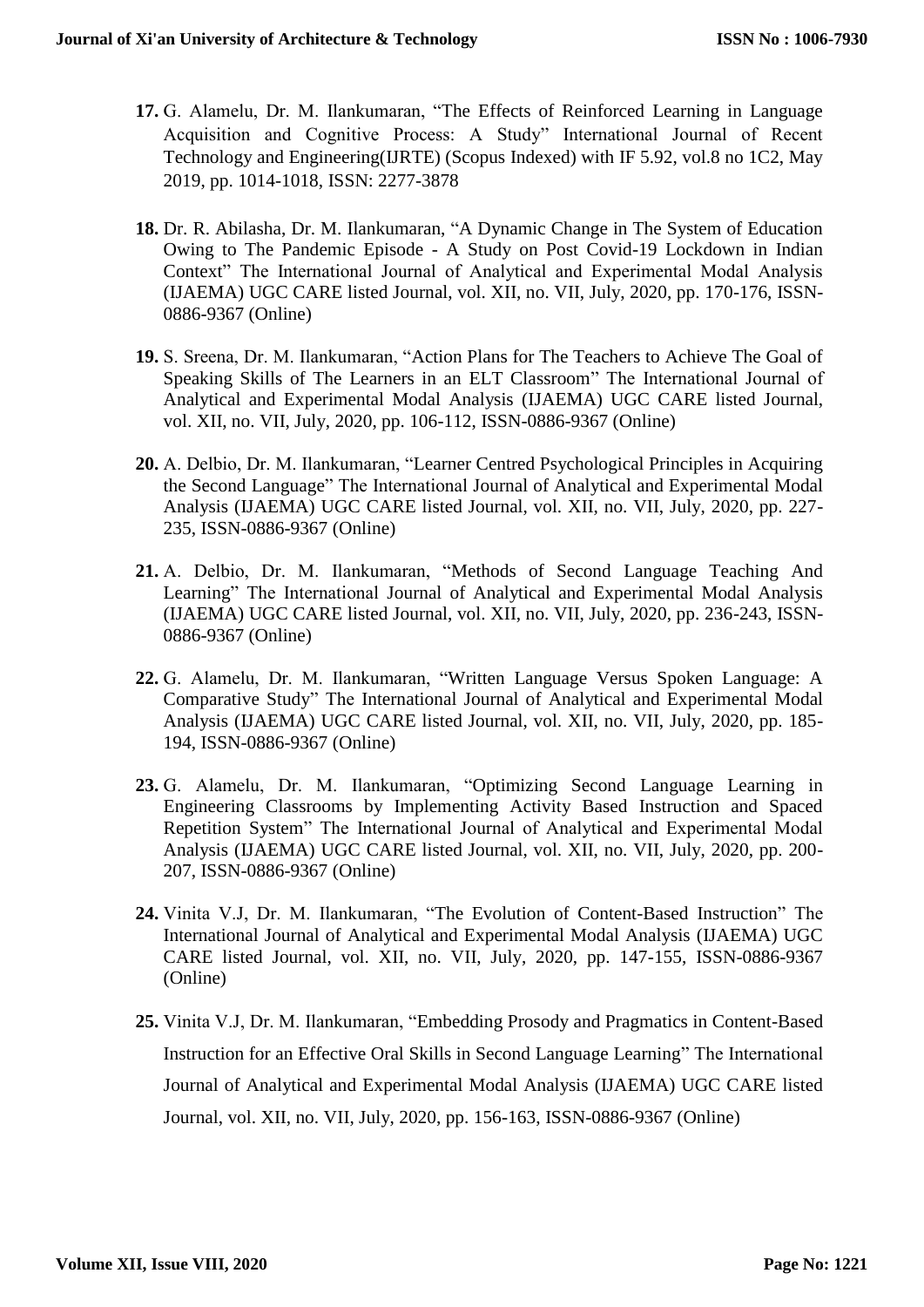17. G. Alamelu, Dr. M. Ilankumaran, "The Effects of Reinforced Learning in Language Acquisition and Cognitive Process: A Study" International Journal of Recent Technology and Engineering(IJRTE) (Scopus Indexed) with IF 5.92, vol.8 no 1C2, May 2019, pp. 1014-1018, ISSN: 2277-3878

18. Dr. R. Abilasha, Dr. M. Ilankumaran, "A Dynamic Change in The System of Education Owing to The Pandemic Episode - A Study on Post Covid-19 Lockdown in Indian Context" The International Journal of Analytical and Experimental Modal Analysis (IJAEMA) UGC CARE listed Journal, vol. XII, no. VII, July, 2020, pp. 170-176, ISSN-0886-9367 (Online)

19. S. Sreena, Dr. M. Ilankumaran, "Action Plans for The Teachers to Achieve The Goal of Speaking Skills of The Learners in an ELT Classroom" The International Journal of Analytical and Experimental Modal Analysis (IJAEMA) UGC CARE listed Journal, vol. XII, no. VII, July, 2020, pp. 106-112, ISSN-0886-9367 (Online)

20. A. Delbio, Dr. M. Ilankumaran, "Learner Centred Psychological Principles in Acquiring the Second Language" The International Journal of Analytical and Experimental Modal Analysis (IJAEMA) UGC CARE listed Journal, vol. XII, no. VII, July, 2020, pp. 227-235, ISSN-0886-9367 (Online)

21. A. Delbio, Dr. M. Ilankumaran, "Methods of Second Language Teaching And Learning" The International Journal of Analytical and Experimental Modal Analysis (IJAEMA) UGC CARE listed Journal, vol. XII, no. VII, July, 2020, pp. 236-243, ISSN-0886-9367 (Online)

22. G. Alamelu, Dr. M. Ilankumaran, "Written Language Versus Spoken Language: A Comparative Study" The International Journal of Analytical and Experimental Modal Analysis (IJAEMA) UGC CARE listed Journal, vol. XII, no. VII, July, 2020, pp. 185-194, ISSN-0886-9367 (Online)

23. G. Alamelu, Dr. M. Ilankumaran, "Optimizing Second Language Learning in Engineering Classrooms by Implementing Activity Based Instruction and Spaced Repetition System" The International Journal of Analytical and Experimental Modal Analysis (IJAEMA) UGC CARE listed Journal, vol. XII, no. VII, July, 2020, pp. 200-207, ISSN-0886-9367 (Online)

24. Vinita V.J, Dr. M. Ilankumaran, "The Evolution of Content-Based Instruction" The International Journal of Analytical and Experimental Modal Analysis (IJAEMA) UGC CARE listed Journal, vol. XII, no. VII, July, 2020, pp. 147-155, ISSN-0886-9367 (Online)

25. Vinita V.J, Dr. M. Ilankumaran, "Embedding Prosody and Pragmatics in Content-Based Instruction for an Effective Oral Skills in Second Language Learning" The International Journal of Analytical and Experimental Modal Analysis (IJAEMA) UGC CARE listed Journal, vol. XII, no. VII, July, 2020, pp. 156-163, ISSN-0886-9367 (Online)